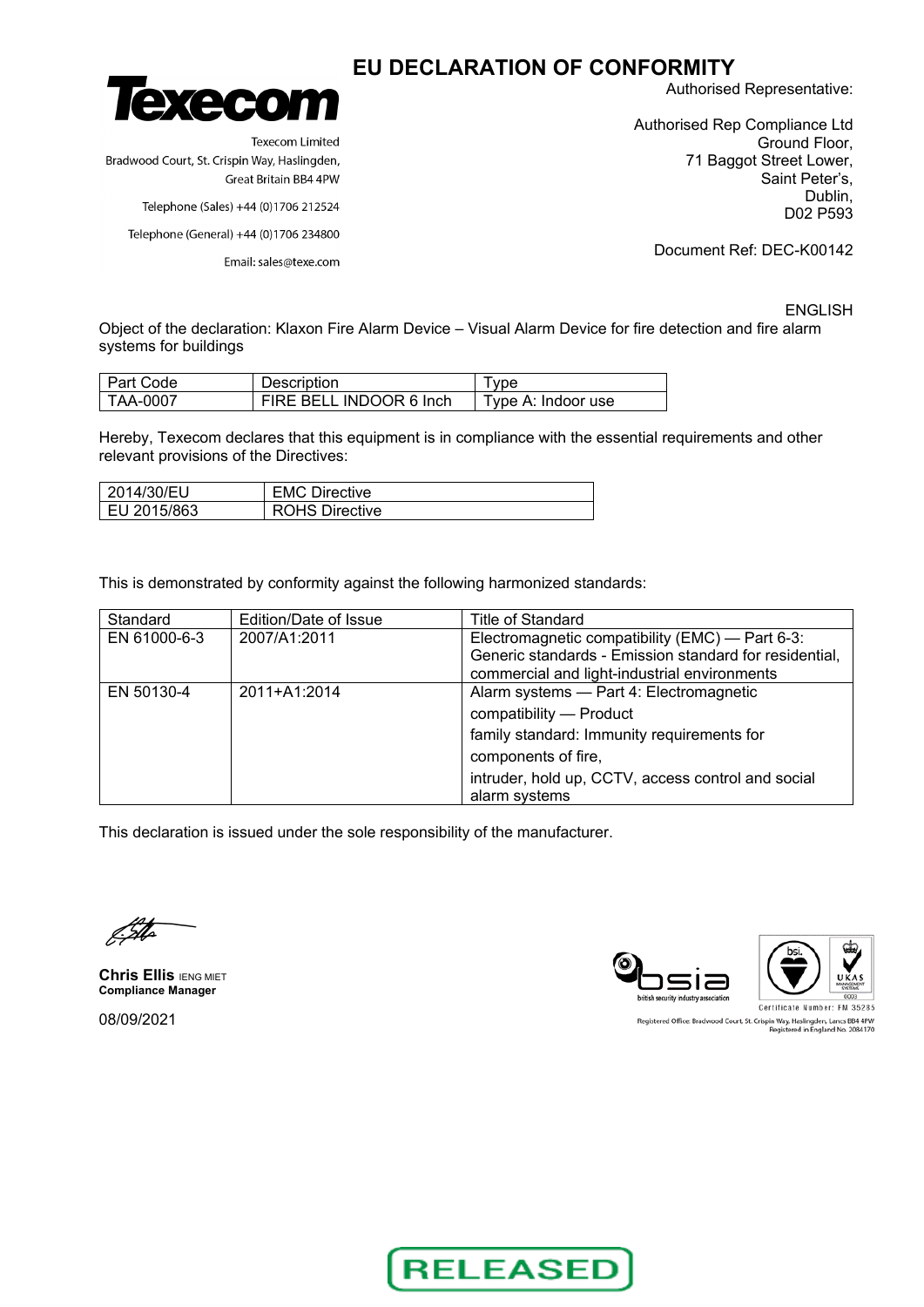# EU DECLARATION OF CONFORMITY

**Texecom**

Texecom Limited
Bradwood Court, St. Crispin Way, Haslingden,
Great Britain BB4 4PW

Telephone (Sales) +44 (0)1706 212524

Telephone (General) +44 (0)1706 234800

Email: sales@texe.com

Authorised Representative:

Authorised Rep Compliance Ltd
Ground Floor,
71 Baggot Street Lower,
Saint Peter's,
Dublin,
D02 P593

Document Ref: DEC-K00142

ENGLISH

Object of the declaration: Klaxon Fire Alarm Device – Visual Alarm Device for fire detection and fire alarm systems for buildings

| Part Code | Description | Type |
|---|---|---|
| TAA-0007 | FIRE BELL INDOOR 6 Inch | Type A: Indoor use |

Hereby, Texecom declares that this equipment is in compliance with the essential requirements and other relevant provisions of the Directives:

| | |
|---|---|
| 2014/30/EU | EMC Directive |
| EU 2015/863 | ROHS Directive |

This is demonstrated by conformity against the following harmonized standards:

| Standard | Edition/Date of Issue | Title of Standard |
|---|---|---|
| EN 61000-6-3 | 2007/A1:2011 | Electromagnetic compatibility (EMC) — Part 6-3: Generic standards - Emission standard for residential, commercial and light-industrial environments |
| EN 50130-4 | 2011+A1:2014 | Alarm systems — Part 4: Electromagnetic compatibility — Product family standard: Immunity requirements for components of fire, intruder, hold up, CCTV, access control and social alarm systems |

This declaration is issued under the sole responsibility of the manufacturer.

**Chris Ellis** IENG MIET
**Compliance Manager**

08/09/2021

bsia british security industry association

Certificate Number: FM 35285

Registered Office: Bradwood Court, St. Crispin Way, Haslingden, Lancs BB4 4PW
Registered in England No. 2084170

RELEASED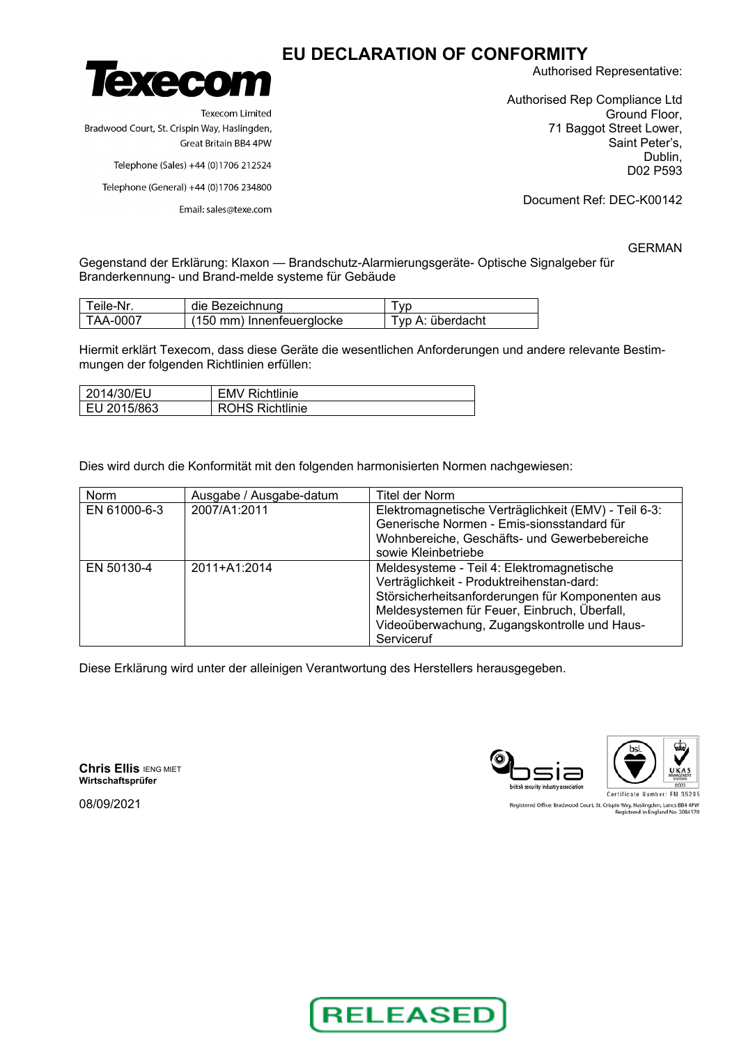# EU DECLARATION OF CONFORMITY

**Texecom**

Texecom Limited
Bradwood Court, St. Crispin Way, Haslingden,
Great Britain BB4 4PW

Telephone (Sales) +44 (0)1706 212524

Telephone (General) +44 (0)1706 234800

Email: sales@texe.com

Authorised Representative:

Authorised Rep Compliance Ltd
Ground Floor,
71 Baggot Street Lower,
Saint Peter's,
Dublin,
D02 P593

Document Ref: DEC-K00142

GERMAN

Gegenstand der Erklärung: Klaxon — Brandschutz-Alarmierungsgeräte- Optische Signalgeber für Branderkennung- und Brand-melde systeme für Gebäude

| Teile-Nr. | die Bezeichnung | Typ |
|---|---|---|
| TAA-0007 | (150 mm) Innenfeuerglocke | Typ A: überdacht |

Hiermit erklärt Texecom, dass diese Geräte die wesentlichen Anforderungen und andere relevante Bestimmungen der folgenden Richtlinien erfüllen:

| 2014/30/EU | EMV Richtlinie |
|---|---|
| EU 2015/863 | ROHS Richtlinie |

Dies wird durch die Konformität mit den folgenden harmonisierten Normen nachgewiesen:

| Norm | Ausgabe / Ausgabe-datum | Titel der Norm |
|---|---|---|
| EN 61000-6-3 | 2007/A1:2011 | Elektromagnetische Verträglichkeit (EMV) - Teil 6-3: Generische Normen - Emis-sionsstandard für Wohnbereiche, Geschäfts- und Gewerbebereiche sowie Kleinbetriebe |
| EN 50130-4 | 2011+A1:2014 | Meldesysteme - Teil 4: Elektromagnetische Verträglichkeit - Produktreihenstan-dard: Störsicherheitsanforderungen für Komponenten aus Meldesystemen für Feuer, Einbruch, Überfall, Videoüberwachung, Zugangskontrolle und Haus-Serviceruf |

Diese Erklärung wird unter der alleinigen Verantwortung des Herstellers herausgegeben.

**Chris Ellis** IENG MIET
**Wirtschaftsprüfer**

08/09/2021

bsia british security industry association

Certificate Number: FM 35285

Registered Office: Bradwood Court, St. Crispin Way, Haslingden, Lancs BB4 4PW
Registered in England No. 2084170

RELEASED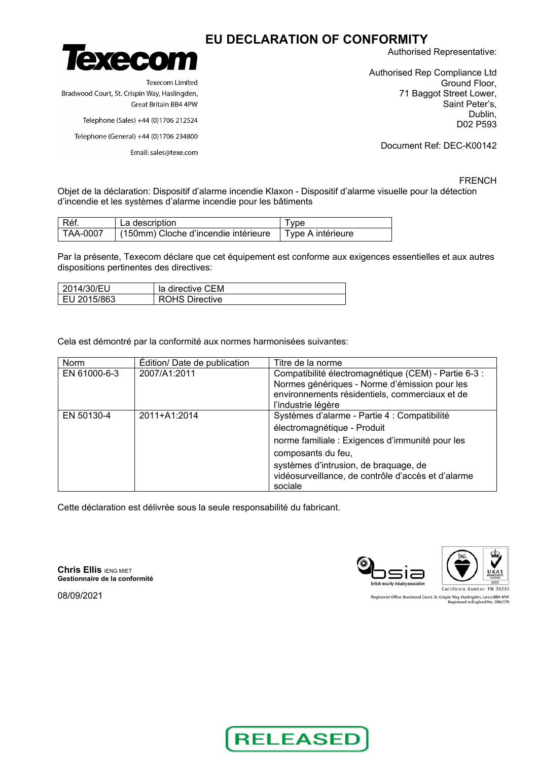# EU DECLARATION OF CONFORMITY

**Texecom**

Texecom Limited
Bradwood Court, St. Crispin Way, Haslingden,
Great Britain BB4 4PW

Telephone (Sales) +44 (0)1706 212524

Telephone (General) +44 (0)1706 234800

Email: sales@texe.com

Authorised Representative:

Authorised Rep Compliance Ltd
Ground Floor,
71 Baggot Street Lower,
Saint Peter's,
Dublin,
D02 P593

Document Ref: DEC-K00142

FRENCH

Objet de la déclaration: Dispositif d'alarme incendie Klaxon - Dispositif d'alarme visuelle pour la détection d'incendie et les systèmes d'alarme incendie pour les bâtiments

| Réf. | La description | Type |
|---|---|---|
| TAA-0007 | (150mm) Cloche d'incendie intérieure | Type A intérieure |

Par la présente, Texecom déclare que cet équipement est conforme aux exigences essentielles et aux autres dispositions pertinentes des directives:

| 2014/30/EU | la directive CEM |
|---|---|
| EU 2015/863 | ROHS Directive |

Cela est démontré par la conformité aux normes harmonisées suivantes:

| Norm | Édition/ Date de publication | Titre de la norme |
|---|---|---|
| EN 61000-6-3 | 2007/A1:2011 | Compatibilité électromagnétique (CEM) - Partie 6-3 : Normes génériques - Norme d'émission pour les environnements résidentiels, commerciaux et de l'industrie légère |
| EN 50130-4 | 2011+A1:2014 | Systèmes d'alarme - Partie 4 : Compatibilité électromagnétique - Produit norme familiale : Exigences d'immunité pour les composants du feu, systèmes d'intrusion, de braquage, de vidéosurveillance, de contrôle d'accès et d'alarme sociale |

Cette déclaration est délivrée sous la seule responsabilité du fabricant.

**Chris Ellis** IENG MIET
**Gestionnaire de la conformité**

08/09/2021

Certificate Number: FM 35285

Registered Office: Bradwood Court, St. Crispin Way, Haslingden, Lancs BB4 4PW
Registered in England No. 2084170

RELEASED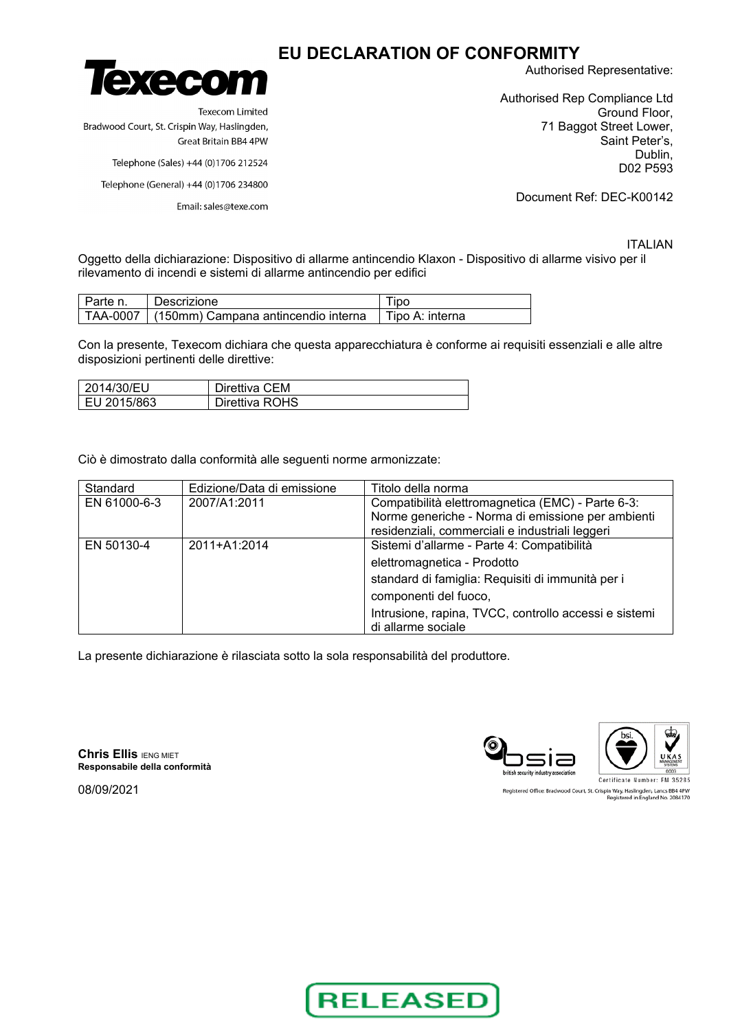# EU DECLARATION OF CONFORMITY

**Texecom**

Texecom Limited
Bradwood Court, St. Crispin Way, Haslingden,
Great Britain BB4 4PW

Telephone (Sales) +44 (0)1706 212524

Telephone (General) +44 (0)1706 234800

Email: sales@texe.com

Authorised Representative:

Authorised Rep Compliance Ltd
Ground Floor,
71 Baggot Street Lower,
Saint Peter's,
Dublin,
D02 P593

Document Ref: DEC-K00142

ITALIAN

Oggetto della dichiarazione: Dispositivo di allarme antincendio Klaxon - Dispositivo di allarme visivo per il rilevamento di incendi e sistemi di allarme antincendio per edifici

| Parte n. | Descrizione | Tipo |
|---|---|---|
| TAA-0007 | (150mm) Campana antincendio interna | Tipo A: interna |

Con la presente, Texecom dichiara che questa apparecchiatura è conforme ai requisiti essenziali e alle altre disposizioni pertinenti delle direttive:

| 2014/30/EU | Direttiva CEM |
|---|---|
| EU 2015/863 | Direttiva ROHS |

Ciò è dimostrato dalla conformità alle seguenti norme armonizzate:

| Standard | Edizione/Data di emissione | Titolo della norma |
|---|---|---|
| EN 61000-6-3 | 2007/A1:2011 | Compatibilità elettromagnetica (EMC) - Parte 6-3: Norme generiche - Norma di emissione per ambienti residenziali, commerciali e industriali leggeri |
| EN 50130-4 | 2011+A1:2014 | Sistemi d'allarme - Parte 4: Compatibilità elettromagnetica - Prodotto standard di famiglia: Requisiti di immunità per i componenti del fuoco, Intrusione, rapina, TVCC, controllo accessi e sistemi di allarme sociale |

La presente dichiarazione è rilasciata sotto la sola responsabilità del produttore.

**Chris Ellis** IENG MIET
**Responsabile della conformità**

08/09/2021

Certificate Number: FM 35285

Registered Office: Bradwood Court, St. Crispin Way, Haslingden, Lancs BB4 4PW
Registered in England No. 2084170

RELEASED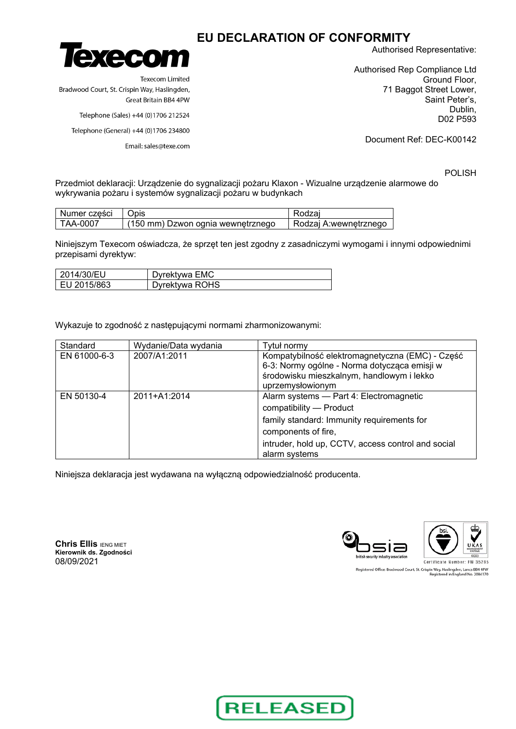# EU DECLARATION OF CONFORMITY

**Texecom**

Texecom Limited
Bradwood Court, St. Crispin Way, Haslingden,
Great Britain BB4 4PW

Telephone (Sales) +44 (0)1706 212524

Telephone (General) +44 (0)1706 234800

Email: sales@texe.com

Authorised Representative:

Authorised Rep Compliance Ltd
Ground Floor,
71 Baggot Street Lower,
Saint Peter's,
Dublin,
D02 P593

Document Ref: DEC-K00142

POLISH

Przedmiot deklaracji: Urządzenie do sygnalizacji pożaru Klaxon - Wizualne urządzenie alarmowe do wykrywania pożaru i systemów sygnalizacji pożaru w budynkach

| Numer części | Opis | Rodzaj |
|---|---|---|
| TAA-0007 | (150 mm) Dzwon ognia wewnętrznego | Rodzaj A:wewnętrznego |

Niniejszym Texecom oświadcza, że sprzęt ten jest zgodny z zasadniczymi wymogami i innymi odpowiednimi przepisami dyrektyw:

| 2014/30/EU | Dyrektywa EMC |
|---|---|
| EU 2015/863 | Dyrektywa ROHS |

Wykazuje to zgodność z następującymi normami zharmonizowanymi:

| Standard | Wydanie/Data wydania | Tytuł normy |
|---|---|---|
| EN 61000-6-3 | 2007/A1:2011 | Kompatybilność elektromagnetyczna (EMC) - Część 6-3: Normy ogólne - Norma dotycząca emisji w środowisku mieszkalnym, handlowym i lekko uprzemysłowionym |
| EN 50130-4 | 2011+A1:2014 | Alarm systems — Part 4: Electromagnetic compatibility — Product family standard: Immunity requirements for components of fire, intruder, hold up, CCTV, access control and social alarm systems |

Niniejsza deklaracja jest wydawana na wyłączną odpowiedzialność producenta.

**Chris Ellis** IENG MIET
**Kierownik ds. Zgodności**
08/09/2021

bsia british security industry association

Certificate Number: FM 35285

Registered Office: Bradwood Court, St. Crispin Way, Haslingden, Lancs BB4 4PW
Registered in England No. 2084170

RELEASED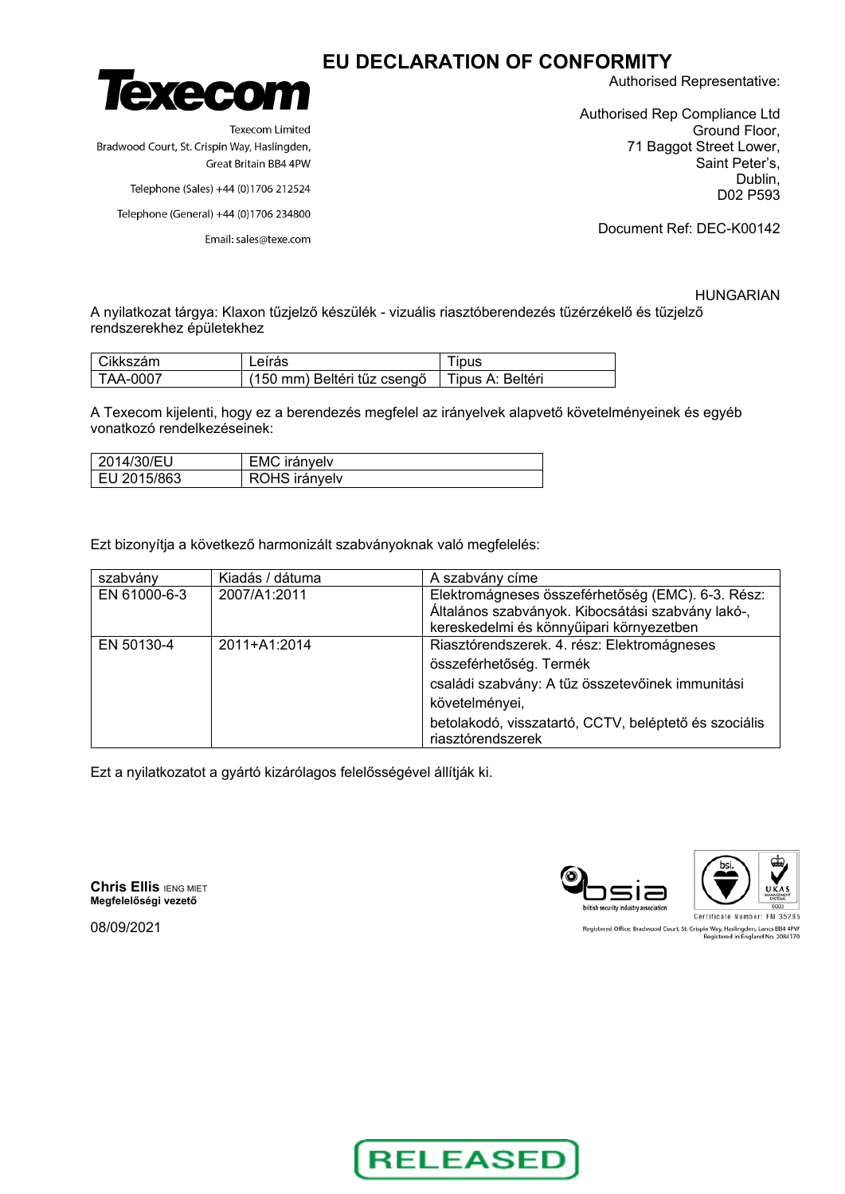# EU DECLARATION OF CONFORMITY

Texecom Limited
Bradwood Court, St. Crispin Way, Haslingden,
Great Britain BB4 4PW

Telephone (Sales) +44 (0)1706 212524

Telephone (General) +44 (0)1706 234800

Email: sales@texe.com

Authorised Representative:

Authorised Rep Compliance Ltd
Ground Floor,
71 Baggot Street Lower,
Saint Peter's,
Dublin,
D02 P593

Document Ref: DEC-K00142

HUNGARIAN

A nyilatkozat tárgya: Klaxon tűzjelző készülék - vizuális riasztóberendezés tűzérzékelő és tűzjelző rendszerekhez épületekhez

| Cikkszám | Leírás | Tipus |
|---|---|---|
| TAA-0007 | (150 mm) Beltéri tűz csengő | Tipus A: Beltéri |

A Texecom kijelenti, hogy ez a berendezés megfelel az irányelvek alapvető követelményeinek és egyéb vonatkozó rendelkezéseinek:

| 2014/30/EU | EMC irányelv |
|---|---|
| EU 2015/863 | ROHS irányelv |

Ezt bizonyítja a következő harmonizált szabványoknak való megfelelés:

| szabvány | Kiadás / dátuma | A szabvány címe |
|---|---|---|
| EN 61000-6-3 | 2007/A1:2011 | Elektromágneses összeférhetőség (EMC). 6-3. Rész: Általános szabványok. Kibocsátási szabvány lakó-, kereskedelmi és könnyűipari környezetben |
| EN 50130-4 | 2011+A1:2014 | Riasztórendszerek. 4. rész: Elektromágneses összeférhetőség. Termék családi szabvány: A tűz összetevőinek immunitási követelményei, betolakodó, visszatartó, CCTV, beléptető és szociális riasztórendszerek |

Ezt a nyilatkozatot a gyártó kizárólagos felelősségével állítják ki.

**Chris Ellis** IENG MIET
**Megfelelőségi vezető**

08/09/2021

Certificate Number: FM 35285

Registered Office: Bradwood Court, St. Crispin Way, Haslingden, Lancs BB4 4PW
Registered in England No. 2084170

RELEASED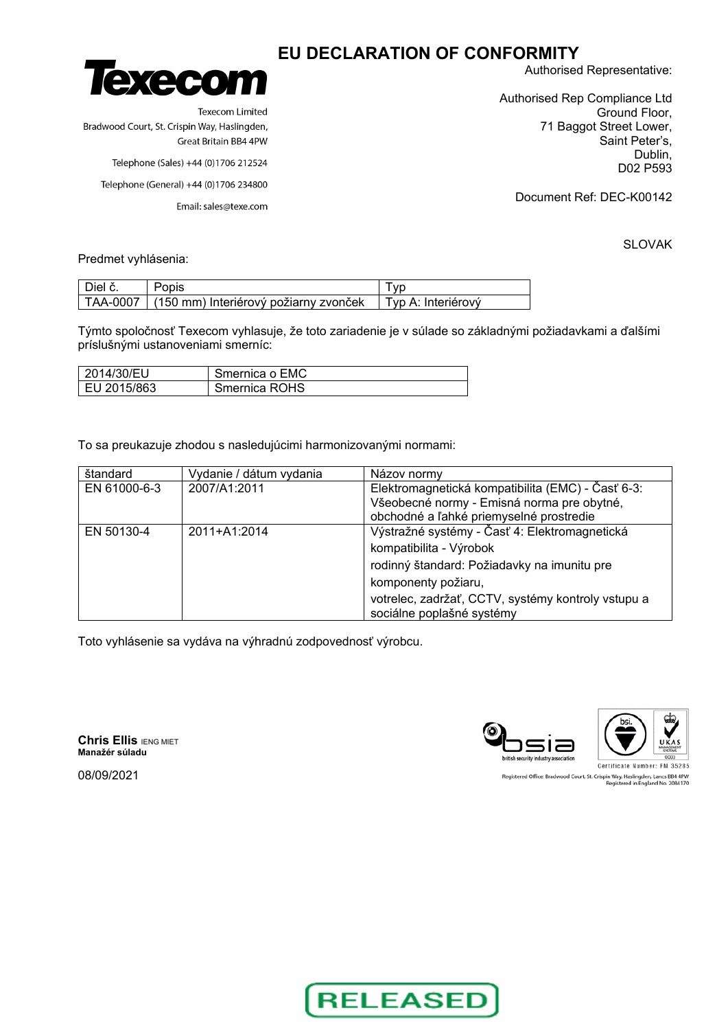# EU DECLARATION OF CONFORMITY

**Texecom**

Texecom Limited
Bradwood Court, St. Crispin Way, Haslingden,
Great Britain BB4 4PW

Telephone (Sales) +44 (0)1706 212524

Telephone (General) +44 (0)1706 234800

Email: sales@texe.com

Authorised Representative:

Authorised Rep Compliance Ltd
Ground Floor,
71 Baggot Street Lower,
Saint Peter's,
Dublin,
D02 P593

Document Ref: DEC-K00142

SLOVAK

Predmet vyhlásenia:

| Diel č. | Popis | Typ |
|---|---|---|
| TAA-0007 | (150 mm) Interiérový požiarny zvonček | Typ A: Interiérový |

Týmto spoločnosť Texecom vyhlasuje, že toto zariadenie je v súlade so základnými požiadavkami a ďalšími príslušnými ustanoveniami smerníc:

| 2014/30/EU | Smernica o EMC |
|---|---|
| EU 2015/863 | Smernica ROHS |

To sa preukazuje zhodou s nasledujúcimi harmonizovanými normami:

| štandard | Vydanie / dátum vydania | Názov normy |
|---|---|---|
| EN 61000-6-3 | 2007/A1:2011 | Elektromagnetická kompatibilita (EMC) - Časť 6-3: Všeobecné normy - Emisná norma pre obytné, obchodné a ľahké priemyselné prostredie |
| EN 50130-4 | 2011+A1:2014 | Výstražné systémy - Časť 4: Elektromagnetická kompatibilita - Výrobok rodinný štandard: Požiadavky na imunitu pre komponenty požiaru, votrelec, zadržať, CCTV, systémy kontroly vstupu a sociálne poplašné systémy |

Toto vyhlásenie sa vydáva na výhradnú zodpovednosť výrobcu.

**Chris Ellis** IENG MIET
**Manažér súladu**

08/09/2021

Certificate Number: FM 35285

Registered Office: Bradwood Court, St. Crispin Way, Haslingden, Lancs BB4 4PW
Registered in England No. 2084170

RELEASED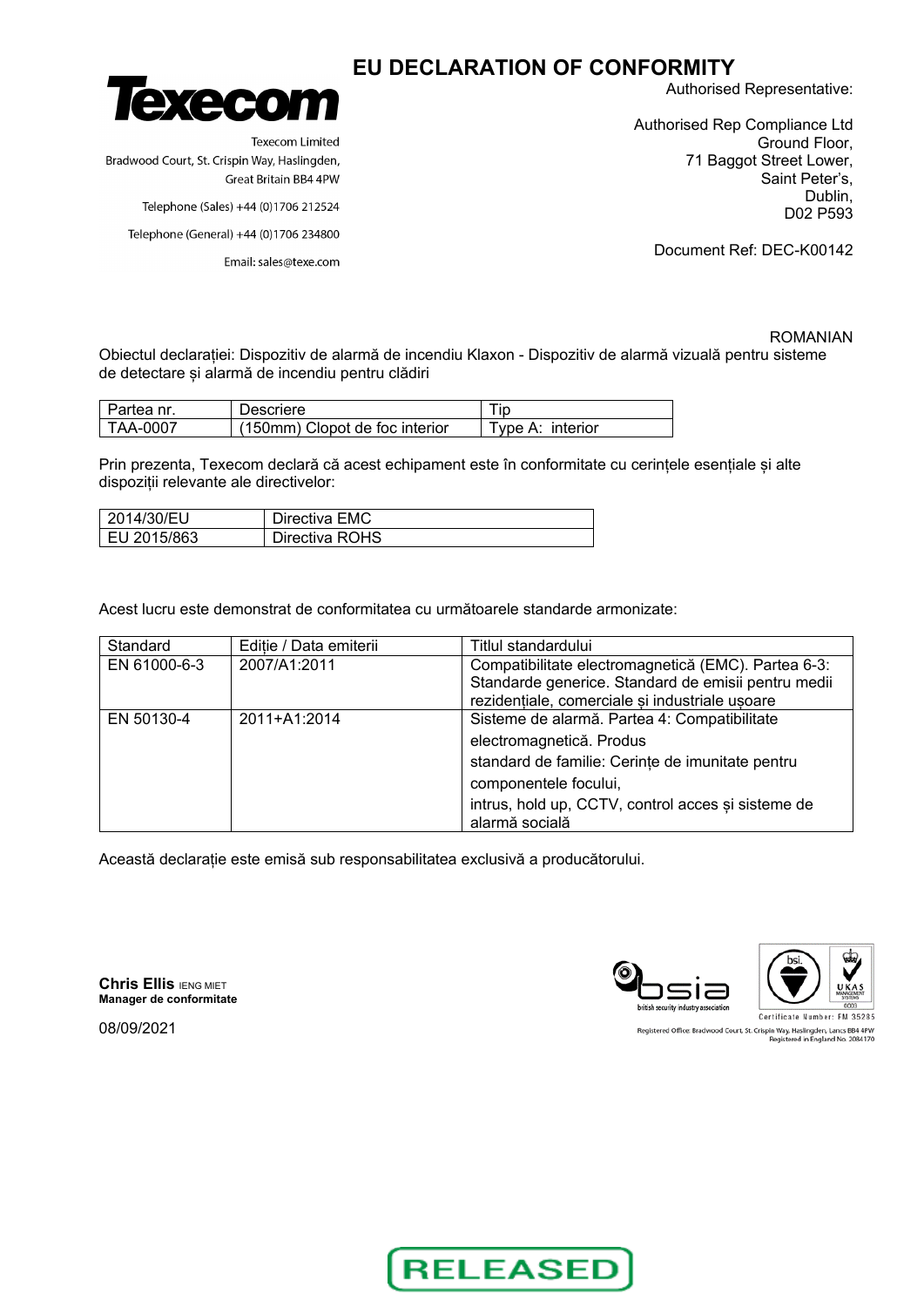# EU DECLARATION OF CONFORMITY

**Texecom**

Texecom Limited
Bradwood Court, St. Crispin Way, Haslingden,
Great Britain BB4 4PW

Telephone (Sales) +44 (0)1706 212524

Telephone (General) +44 (0)1706 234800

Email: sales@texe.com

Authorised Representative:

Authorised Rep Compliance Ltd
Ground Floor,
71 Baggot Street Lower,
Saint Peter's,
Dublin,
D02 P593

Document Ref: DEC-K00142

ROMANIAN

Obiectul declarației: Dispozitiv de alarmă de incendiu Klaxon - Dispozitiv de alarmă vizuală pentru sisteme de detectare și alarmă de incendiu pentru clădiri

| Partea nr. | Descriere | Tip |
|---|---|---|
| TAA-0007 | (150mm) Clopot de foc interior | Type A: interior |

Prin prezenta, Texecom declară că acest echipament este în conformitate cu cerințele esențiale și alte dispoziții relevante ale directivelor:

| 2014/30/EU | Directiva EMC |
|---|---|
| EU 2015/863 | Directiva ROHS |

Acest lucru este demonstrat de conformitatea cu următoarele standarde armonizate:

| Standard | Ediție / Data emiterii | Titlul standardului |
|---|---|---|
| EN 61000-6-3 | 2007/A1:2011 | Compatibilitate electromagnetică (EMC). Partea 6-3: Standarde generice. Standard de emisii pentru medii rezidențiale, comerciale și industriale ușoare |
| EN 50130-4 | 2011+A1:2014 | Sisteme de alarmă. Partea 4: Compatibilitate electromagnetică. Produs standard de familie: Cerințe de imunitate pentru componentele focului, intrus, hold up, CCTV, control acces și sisteme de alarmă socială |

Această declarație este emisă sub responsabilitatea exclusivă a producătorului.

**Chris Ellis** IENG MIET
**Manager de conformitate**

08/09/2021

bsia british security industry association

Certificate Number: FM 35285

Registered Office: Bradwood Court, St. Crispin Way, Haslingden, Lancs BB4 4PW
Registered in England No. 2084170

RELEASED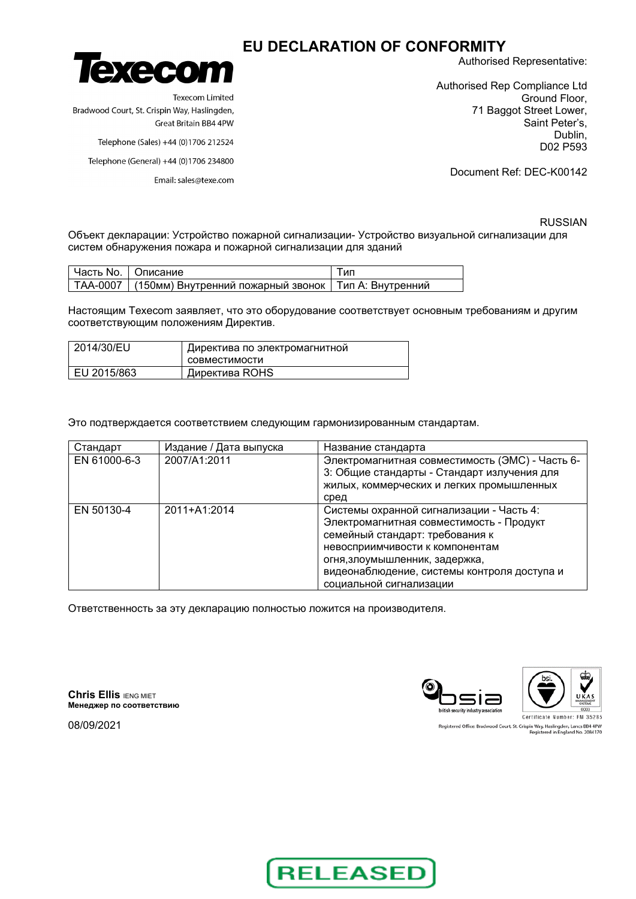# EU DECLARATION OF CONFORMITY

**Texecom**

Texecom Limited
Bradwood Court, St. Crispin Way, Haslingden,
Great Britain BB4 4PW

Telephone (Sales) +44 (0)1706 212524

Telephone (General) +44 (0)1706 234800

Email: sales@texe.com

Authorised Representative:

Authorised Rep Compliance Ltd
Ground Floor,
71 Baggot Street Lower,
Saint Peter's,
Dublin,
D02 P593

Document Ref: DEC-K00142

RUSSIAN

Объект декларации: Устройство пожарной сигнализации- Устройство визуальной сигнализации для систем обнаружения пожара и пожарной сигнализации для зданий

| Часть No. | Описание | Тип |
|---|---|---|
| TAA-0007 | (150мм) Внутренний пожарный звонок | Тип A: Внутренний |

Настоящим Texecom заявляет, что это оборудование соответствует основным требованиям и другим соответствующим положениям Директив.

| 2014/30/EU | Директива по электромагнитной совместимости |
|---|---|
| EU 2015/863 | Директива ROHS |

Это подтверждается соответствием следующим гармонизированным стандартам.

| Стандарт | Издание / Дата выпуска | Название стандарта |
|---|---|---|
| EN 61000-6-3 | 2007/A1:2011 | Электромагнитная совместимость (ЭМС) - Часть 6-3: Общие стандарты - Стандарт излучения для жилых, коммерческих и легких промышленных сред |
| EN 50130-4 | 2011+A1:2014 | Системы охранной сигнализации - Часть 4: Электромагнитная совместимость - Продукт семейный стандарт: требования к невосприимчивости к компонентам огня,злоумышленник, задержка, видеонаблюдение, системы контроля доступа и социальной сигнализации |

Ответственность за эту декларацию полностью ложится на производителя.

**Chris Ellis** IENG MIET
**Менеджер по соответствию**

08/09/2021

Certificate Number: FM 35285

Registered Office: Bradwood Court, St. Crispin Way, Haslingden, Lancs BB4 4PW
Registered in England No. 2084170

RELEASED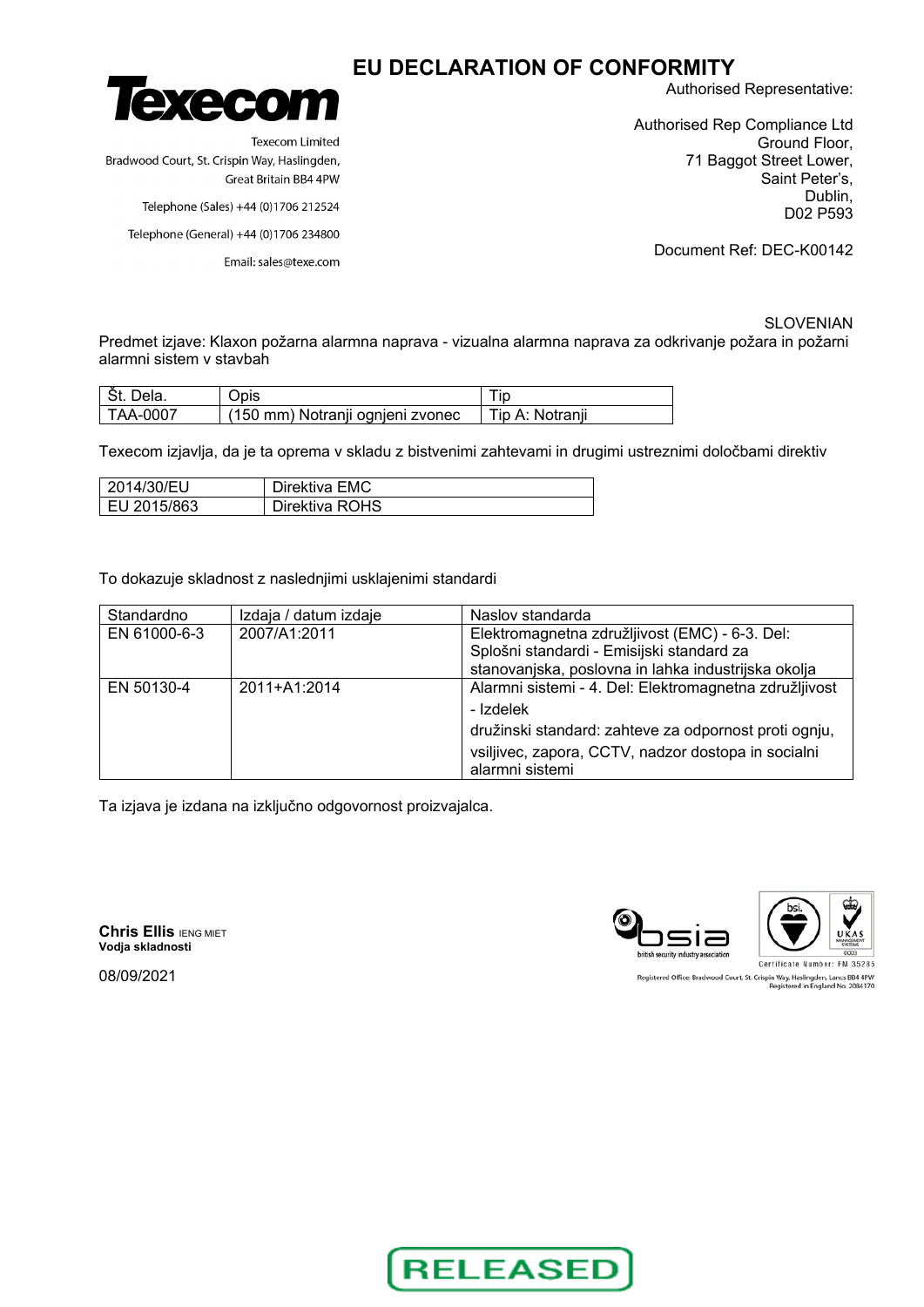# EU DECLARATION OF CONFORMITY

**Texecom**

Texecom Limited
Bradwood Court, St. Crispin Way, Haslingden,
Great Britain BB4 4PW

Telephone (Sales) +44 (0)1706 212524

Telephone (General) +44 (0)1706 234800

Email: sales@texe.com

Authorised Representative:

Authorised Rep Compliance Ltd
Ground Floor,
71 Baggot Street Lower,
Saint Peter's,
Dublin,
D02 P593

Document Ref: DEC-K00142

SLOVENIAN

Predmet izjave: Klaxon požarna alarmna naprava - vizualna alarmna naprava za odkrivanje požara in požarni alarmni sistem v stavbah

| Št. Dela. | Opis | Tip |
|---|---|---|
| TAA-0007 | (150 mm) Notranji ognjeni zvonec | Tip A: Notranji |

Texecom izjavlja, da je ta oprema v skladu z bistvenimi zahtevami in drugimi ustreznimi določbami direktiv

| 2014/30/EU | Direktiva EMC |
|---|---|
| EU 2015/863 | Direktiva ROHS |

To dokazuje skladnost z naslednjimi usklajenimi standardi

| Standardno | Izdaja / datum izdaje | Naslov standarda |
|---|---|---|
| EN 61000-6-3 | 2007/A1:2011 | Elektromagnetna združljivost (EMC) - 6-3. Del: Splošni standardi - Emisijski standard za stanovanjska, poslovna in lahka industrijska okolja |
| EN 50130-4 | 2011+A1:2014 | Alarmni sistemi - 4. Del: Elektromagnetna združljivost - Izdelek družinski standard: zahteve za odpornost proti ognju, vsiljivec, zapora, CCTV, nadzor dostopa in socialni alarmni sistemi |

Ta izjava je izdana na izključno odgovornost proizvajalca.

**Chris Ellis** IENG MIET
**Vodja skladnosti**

08/09/2021

bsia british security industry association

Certificate Number: FM 35285

Registered Office: Bradwood Court, St. Crispin Way, Haslingden, Lancs BB4 4PW
Registered in England No. 2084170

RELEASED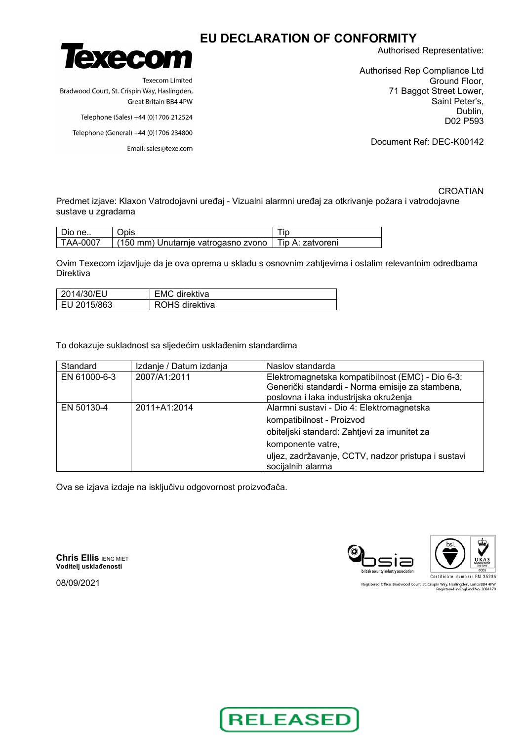# EU DECLARATION OF CONFORMITY

**Texecom**

Texecom Limited
Bradwood Court, St. Crispin Way, Haslingden,
Great Britain BB4 4PW

Telephone (Sales) +44 (0)1706 212524

Telephone (General) +44 (0)1706 234800

Email: sales@texe.com

Authorised Representative:

Authorised Rep Compliance Ltd
Ground Floor,
71 Baggot Street Lower,
Saint Peter's,
Dublin,
D02 P593

Document Ref: DEC-K00142

CROATIAN

Predmet izjave: Klaxon Vatrodojavni uređaj - Vizualni alarmni uređaj za otkrivanje požara i vatrodojavne sustave u zgradama

| Dio ne.. | Opis | Tip |
|---|---|---|
| TAA-0007 | (150 mm) Unutarnje vatrogasno zvono | Tip A: zatvoreni |

Ovim Texecom izjavljuje da je ova oprema u skladu s osnovnim zahtjevima i ostalim relevantnim odredbama Direktiva

| | |
|---|---|
| 2014/30/EU | EMC direktiva |
| EU 2015/863 | ROHS direktiva |

To dokazuje sukladnost sa sljedećim usklađenim standardima

| Standard | Izdanje / Datum izdanja | Naslov standarda |
|---|---|---|
| EN 61000-6-3 | 2007/A1:2011 | Elektromagnetska kompatibilnost (EMC) - Dio 6-3: Generički standardi - Norma emisije za stambena, poslovna i laka industrijska okruženja |
| EN 50130-4 | 2011+A1:2014 | Alarmni sustavi - Dio 4: Elektromagnetska kompatibilnost - Proizvod obiteljski standard: Zahtjevi za imunitet za komponente vatre, uljez, zadržavanje, CCTV, nadzor pristupa i sustavi socijalnih alarma |

Ova se izjava izdaje na isključivu odgovornost proizvođača.

**Chris Ellis** IENG MIET
**Voditelj usklađenosti**

08/09/2021

bsia british security industry association

Certificate Number: FM 35285

Registered Office: Bradwood Court, St. Crispin Way, Haslingden, Lancs BB4 4PW
Registered in England No. 2084170

RELEASED